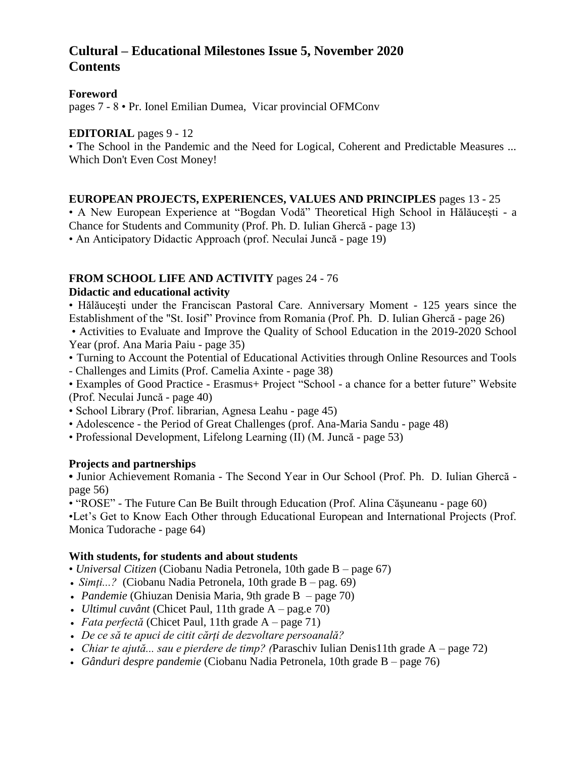# Cultural – Educational Milestones Issue 5, November 2020
# Contents

**Foreword**
pages 7 - 8 • Pr. Ionel Emilian Dumea, Vicar provincial OFMConv

**EDITORIAL** pages 9 - 12
• The School in the Pandemic and the Need for Logical, Coherent and Predictable Measures ... Which Don't Even Cost Money!

**EUROPEAN PROJECTS, EXPERIENCES, VALUES AND PRINCIPLES** pages 13 - 25
• A New European Experience at "Bogdan Vodă" Theoretical High School in Hălăucești - a Chance for Students and Community (Prof. Ph. D. Iulian Ghercă - page 13)
• An Anticipatory Didactic Approach (prof. Neculai Juncă - page 19)

**FROM SCHOOL LIFE AND ACTIVITY** pages 24 - 76
**Didactic and educational activity**
• Hălăuceşti under the Franciscan Pastoral Care. Anniversary Moment - 125 years since the Establishment of the "St. Iosif" Province from Romania (Prof. Ph. D. Iulian Ghercă - page 26)
• Activities to Evaluate and Improve the Quality of School Education in the 2019-2020 School Year (prof. Ana Maria Paiu - page 35)
• Turning to Account the Potential of Educational Activities through Online Resources and Tools - Challenges and Limits (Prof. Camelia Axinte - page 38)
• Examples of Good Practice - Erasmus+ Project "School - a chance for a better future" Website (Prof. Neculai Juncă - page 40)
• School Library (Prof. librarian, Agnesa Leahu - page 45)
• Adolescence - the Period of Great Challenges (prof. Ana-Maria Sandu - page 48)
• Professional Development, Lifelong Learning (II) (M. Juncă - page 53)

**Projects and partnerships**
• Junior Achievement Romania - The Second Year in Our School (Prof. Ph. D. Iulian Ghercă - page 56)
• "ROSE" - The Future Can Be Built through Education (Prof. Alina Căşuneanu - page 60)
•Let's Get to Know Each Other through Educational European and International Projects (Prof. Monica Tudorache - page 64)

**With students, for students and about students**
• *Universal Citizen* (Ciobanu Nadia Petronela, 10th gade B – page 67)
• *Simți...?* (Ciobanu Nadia Petronela, 10th grade B – pag. 69)
• *Pandemie* (Ghiuzan Denisia Maria, 9th grade B – page 70)
• *Ultimul cuvânt* (Chicet Paul, 11th grade A – pag.e 70)
• *Fata perfectă* (Chicet Paul, 11th grade A – page 71)
• *De ce să te apuci de citit cărți de dezvoltare persoanală?*
• *Chiar te ajută... sau e pierdere de timp? (*Paraschiv Iulian Denis11th grade A – page 72)
• *Gânduri despre pandemie* (Ciobanu Nadia Petronela, 10th grade B – page 76)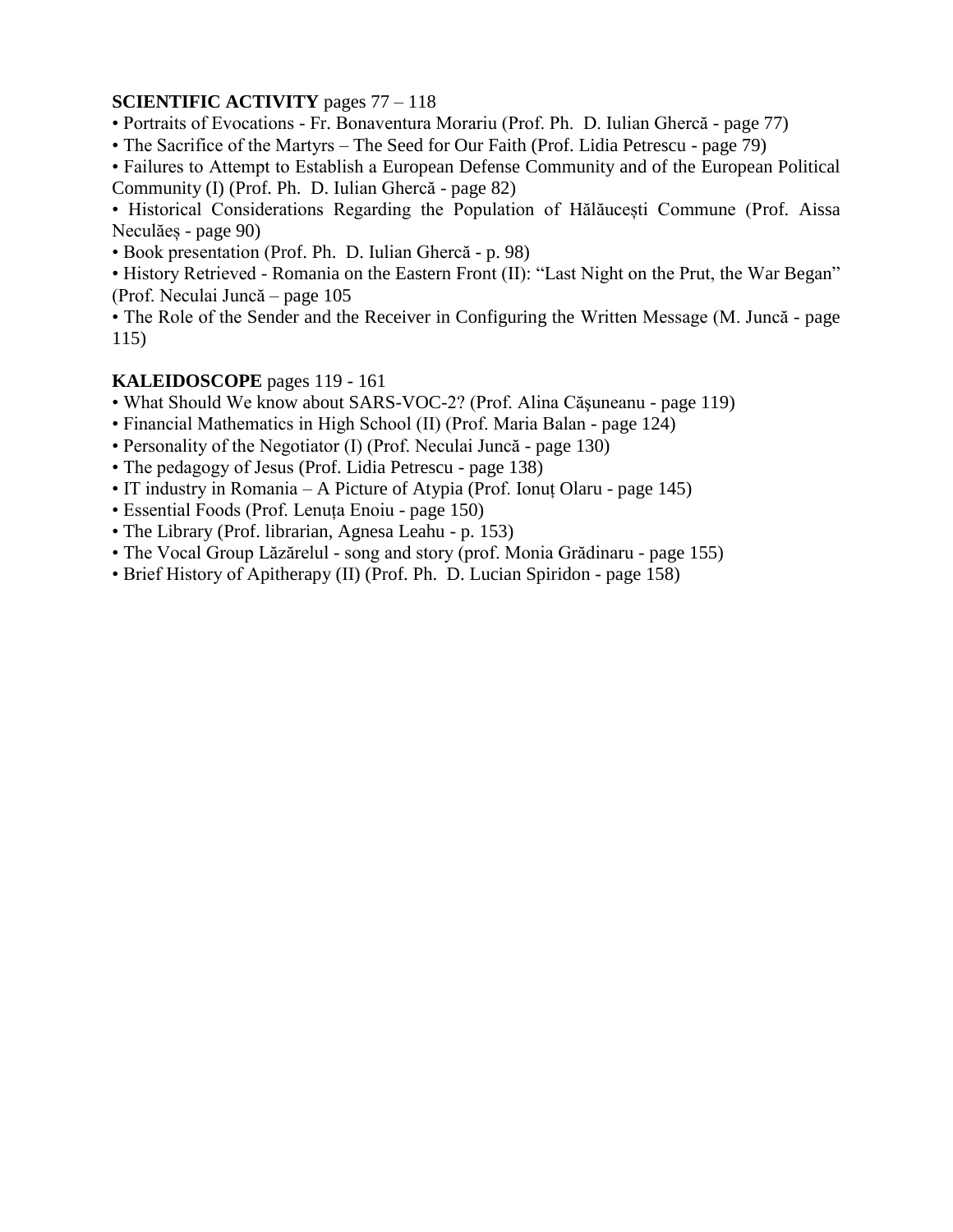**SCIENTIFIC ACTIVITY** pages 77 – 118

- Portraits of Evocations - Fr. Bonaventura Morariu (Prof. Ph. D. Iulian Ghercă - page 77)
- The Sacrifice of the Martyrs – The Seed for Our Faith (Prof. Lidia Petrescu - page 79)
- Failures to Attempt to Establish a European Defense Community and of the European Political Community (I) (Prof. Ph. D. Iulian Ghercă - page 82)
- Historical Considerations Regarding the Population of Hălăucești Commune (Prof. Aissa Neculăeș - page 90)
- Book presentation (Prof. Ph. D. Iulian Ghercă - p. 98)
- History Retrieved - Romania on the Eastern Front (II): "Last Night on the Prut, the War Began" (Prof. Neculai Juncă – page 105
- The Role of the Sender and the Receiver in Configuring the Written Message (M. Juncă - page 115)

**KALEIDOSCOPE** pages 119 - 161

- What Should We know about SARS-VOC-2? (Prof. Alina Cășuneanu - page 119)
- Financial Mathematics in High School (II) (Prof. Maria Balan - page 124)
- Personality of the Negotiator (I) (Prof. Neculai Juncă - page 130)
- The pedagogy of Jesus (Prof. Lidia Petrescu - page 138)
- IT industry in Romania – A Picture of Atypia (Prof. Ionuț Olaru - page 145)
- Essential Foods (Prof. Lenuța Enoiu - page 150)
- The Library (Prof. librarian, Agnesa Leahu - p. 153)
- The Vocal Group Lăzărelul - song and story (prof. Monia Grădinaru - page 155)
- Brief History of Apitherapy (II) (Prof. Ph. D. Lucian Spiridon - page 158)